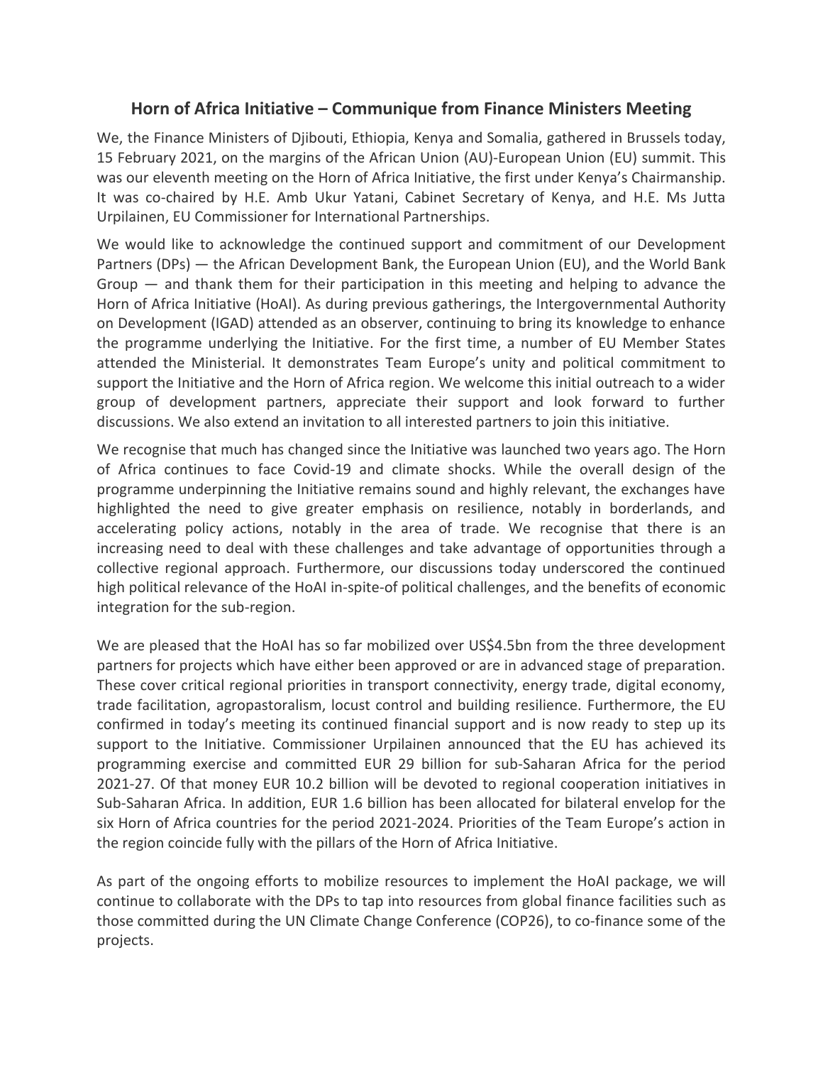# Horn of Africa Initiative – Communique from Finance Ministers Meeting

We, the Finance Ministers of Djibouti, Ethiopia, Kenya and Somalia, gathered in Brussels today, 15 February 2021, on the margins of the African Union (AU)-European Union (EU) summit. This was our eleventh meeting on the Horn of Africa Initiative, the first under Kenya's Chairmanship. It was co-chaired by H.E. Amb Ukur Yatani, Cabinet Secretary of Kenya, and H.E. Ms Jutta Urpilainen, EU Commissioner for International Partnerships.

We would like to acknowledge the continued support and commitment of our Development Partners (DPs) — the African Development Bank, the European Union (EU), and the World Bank Group — and thank them for their participation in this meeting and helping to advance the Horn of Africa Initiative (HoAI). As during previous gatherings, the Intergovernmental Authority on Development (IGAD) attended as an observer, continuing to bring its knowledge to enhance the programme underlying the Initiative. For the first time, a number of EU Member States attended the Ministerial. It demonstrates Team Europe's unity and political commitment to support the Initiative and the Horn of Africa region. We welcome this initial outreach to a wider group of development partners, appreciate their support and look forward to further discussions. We also extend an invitation to all interested partners to join this initiative.

We recognise that much has changed since the Initiative was launched two years ago. The Horn of Africa continues to face Covid-19 and climate shocks. While the overall design of the programme underpinning the Initiative remains sound and highly relevant, the exchanges have highlighted the need to give greater emphasis on resilience, notably in borderlands, and accelerating policy actions, notably in the area of trade. We recognise that there is an increasing need to deal with these challenges and take advantage of opportunities through a collective regional approach. Furthermore, our discussions today underscored the continued high political relevance of the HoAI in-spite-of political challenges, and the benefits of economic integration for the sub-region.

We are pleased that the HoAI has so far mobilized over US$4.5bn from the three development partners for projects which have either been approved or are in advanced stage of preparation. These cover critical regional priorities in transport connectivity, energy trade, digital economy, trade facilitation, agropastoralism, locust control and building resilience. Furthermore, the EU confirmed in today's meeting its continued financial support and is now ready to step up its support to the Initiative. Commissioner Urpilainen announced that the EU has achieved its programming exercise and committed EUR 29 billion for sub-Saharan Africa for the period 2021-27. Of that money EUR 10.2 billion will be devoted to regional cooperation initiatives in Sub-Saharan Africa. In addition, EUR 1.6 billion has been allocated for bilateral envelop for the six Horn of Africa countries for the period 2021-2024. Priorities of the Team Europe's action in the region coincide fully with the pillars of the Horn of Africa Initiative.

As part of the ongoing efforts to mobilize resources to implement the HoAI package, we will continue to collaborate with the DPs to tap into resources from global finance facilities such as those committed during the UN Climate Change Conference (COP26), to co-finance some of the projects.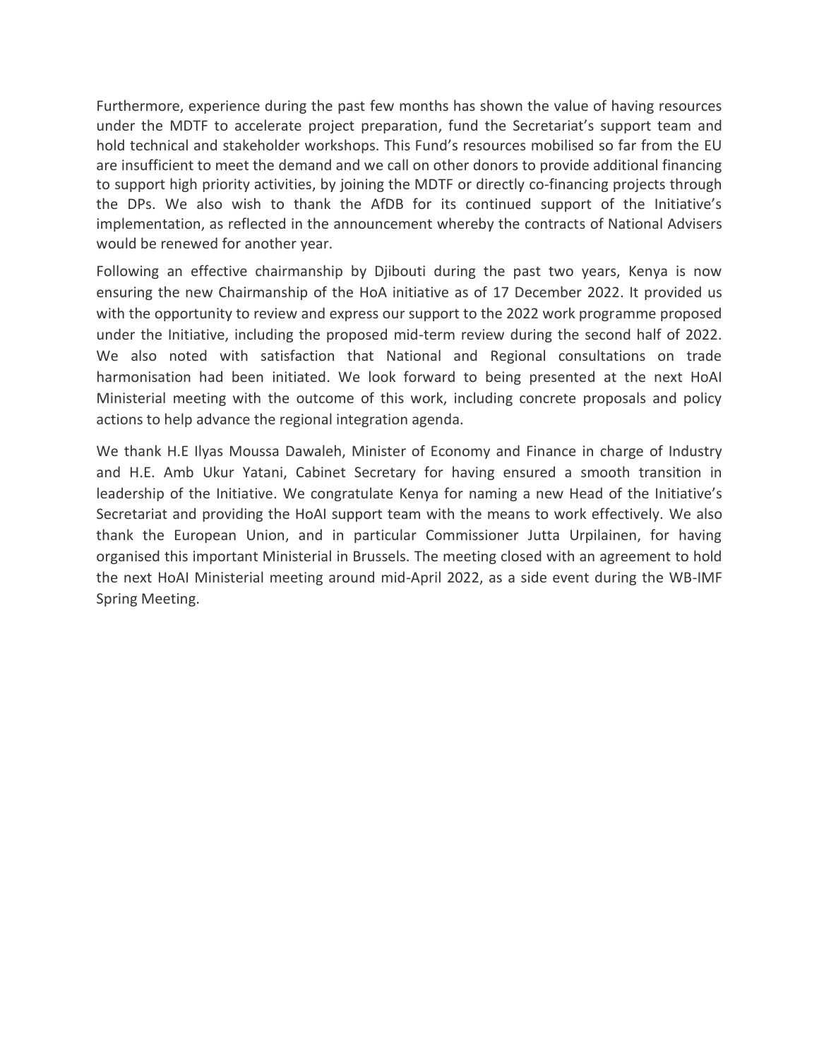Furthermore, experience during the past few months has shown the value of having resources under the MDTF to accelerate project preparation, fund the Secretariat's support team and hold technical and stakeholder workshops. This Fund's resources mobilised so far from the EU are insufficient to meet the demand and we call on other donors to provide additional financing to support high priority activities, by joining the MDTF or directly co-financing projects through the DPs. We also wish to thank the AfDB for its continued support of the Initiative's implementation, as reflected in the announcement whereby the contracts of National Advisers would be renewed for another year.

Following an effective chairmanship by Djibouti during the past two years, Kenya is now ensuring the new Chairmanship of the HoA initiative as of 17 December 2022. It provided us with the opportunity to review and express our support to the 2022 work programme proposed under the Initiative, including the proposed mid-term review during the second half of 2022. We also noted with satisfaction that National and Regional consultations on trade harmonisation had been initiated. We look forward to being presented at the next HoAI Ministerial meeting with the outcome of this work, including concrete proposals and policy actions to help advance the regional integration agenda.

We thank H.E Ilyas Moussa Dawaleh, Minister of Economy and Finance in charge of Industry and H.E. Amb Ukur Yatani, Cabinet Secretary for having ensured a smooth transition in leadership of the Initiative. We congratulate Kenya for naming a new Head of the Initiative's Secretariat and providing the HoAI support team with the means to work effectively. We also thank the European Union, and in particular Commissioner Jutta Urpilainen, for having organised this important Ministerial in Brussels. The meeting closed with an agreement to hold the next HoAI Ministerial meeting around mid-April 2022, as a side event during the WB-IMF Spring Meeting.